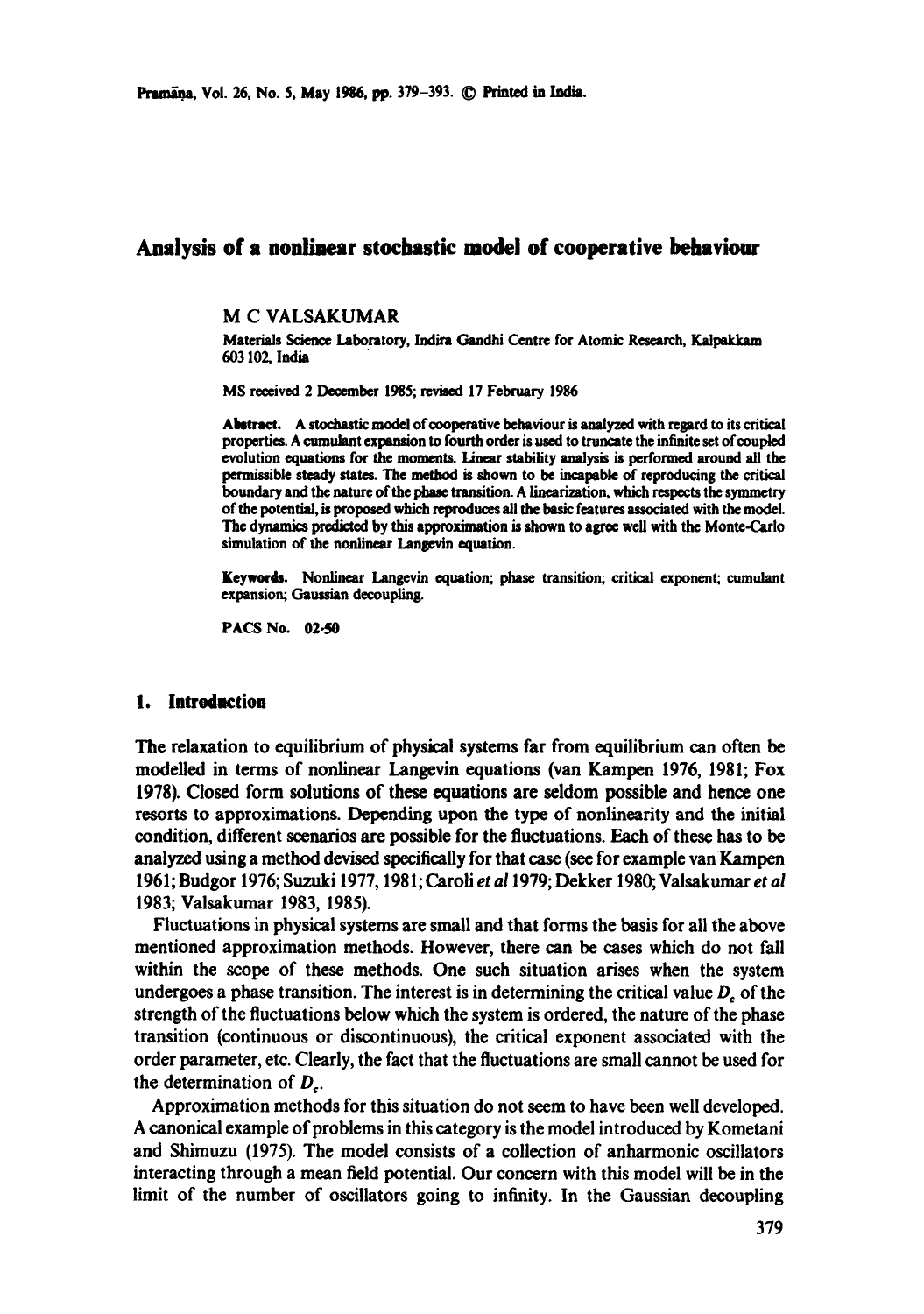# Analysis of a nonlinear stochastic model of cooperative behaviour

M C VALSAKUMAR

Materials Science Laboratory, Indira Gandhi Centre for Atomic Research, Kalpakkam 603 102, India

MS received 2 December 1985; revised 17 February 1986

**Abstract.** A stochastic model of cooperative behaviour is analyzed with regard to its critical properties. A cumulant expansion to fourth order is used to truncate the infinite set of coupled evolution equations for the moments. Linear stability analysis is performed around all the permissible steady states. The method is shown to be incapable of reproducing the critical boundary and the nature of the phase transition. A linearization, which respects the symmetry of the potential, is proposed which reproduces all the basic features associated with the model. The dynamics predicted by this approximation is shown to agree well with the Monte-Carlo simulation of the nonlinear Langevin equation.

**Keywords.** Nonlinear Langevin equation; phase transition; critical exponent; cumulant expansion; Gaussian decoupling.

**PACS No.** 02·50

## 1. Introduction

The relaxation to equilibrium of physical systems far from equilibrium can often be modelled in terms of nonlinear Langevin equations (van Kampen 1976, 1981; Fox 1978). Closed form solutions of these equations are seldom possible and hence one resorts to approximations. Depending upon the type of nonlinearity and the initial condition, different scenarios are possible for the fluctuations. Each of these has to be analyzed using a method devised specifically for that case (see for example van Kampen 1961; Budgor 1976; Suzuki 1977, 1981; Caroli *et al* 1979; Dekker 1980; Valsakumar *et al* 1983; Valsakumar 1983, 1985).

Fluctuations in physical systems are small and that forms the basis for all the above mentioned approximation methods. However, there can be cases which do not fall within the scope of these methods. One such situation arises when the system undergoes a phase transition. The interest is in determining the critical value $D_c$ of the strength of the fluctuations below which the system is ordered, the nature of the phase transition (continuous or discontinuous), the critical exponent associated with the order parameter, etc. Clearly, the fact that the fluctuations are small cannot be used for the determination of $D_c$.

Approximation methods for this situation do not seem to have been well developed. A canonical example of problems in this category is the model introduced by Kometani and Shimuzu (1975). The model consists of a collection of anharmonic oscillators interacting through a mean field potential. Our concern with this model will be in the limit of the number of oscillators going to infinity. In the Gaussian decoupling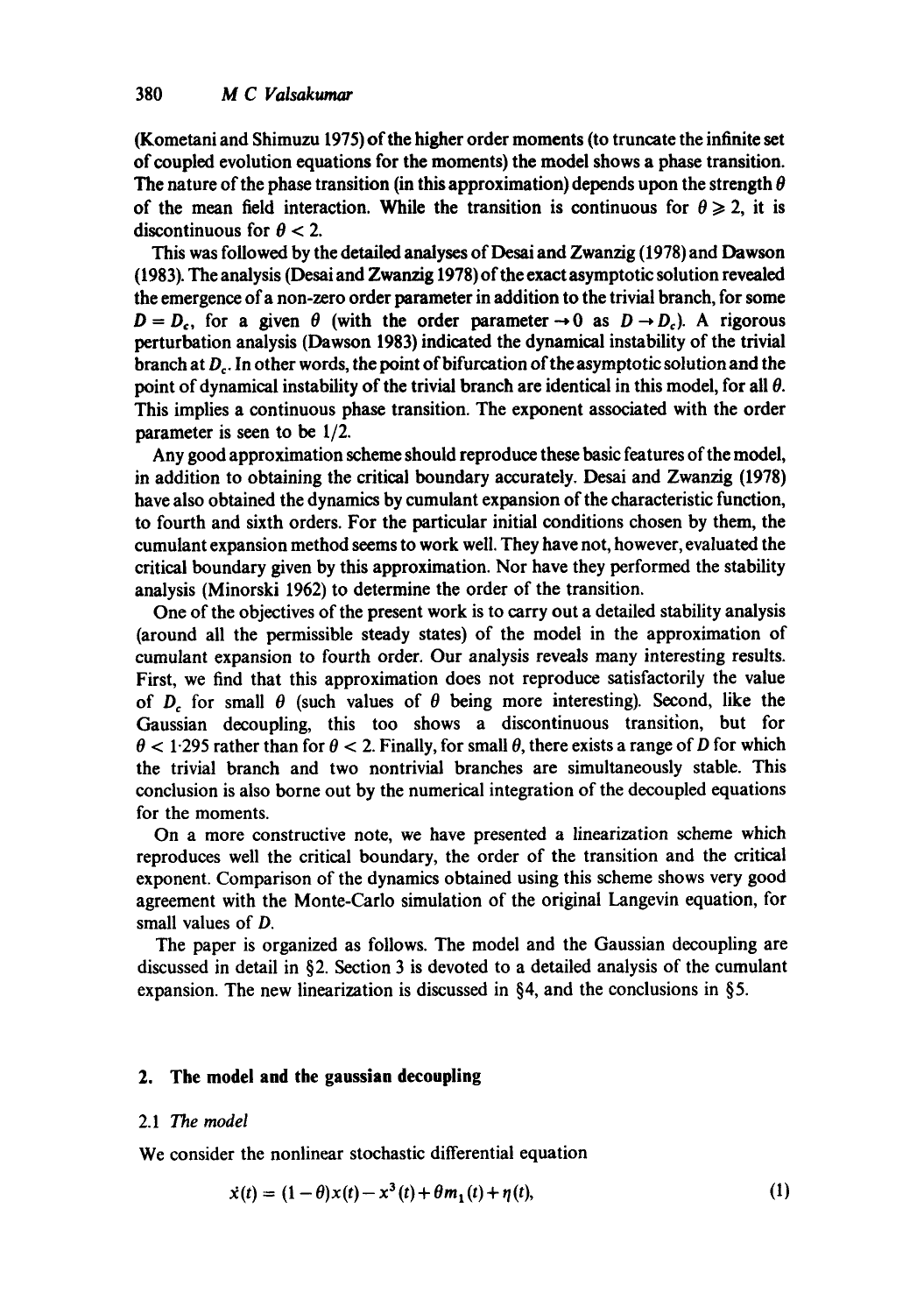(Kometani and Shimuzu 1975) of the higher order moments (to truncate the infinite set of coupled evolution equations for the moments) the model shows a phase transition. The nature of the phase transition (in this approximation) depends upon the strength $\theta$ of the mean field interaction. While the transition is continuous for $\theta \geq 2$, it is discontinuous for $\theta < 2$.

This was followed by the detailed analyses of Desai and Zwanzig (1978) and Dawson (1983). The analysis (Desai and Zwanzig 1978) of the exact asymptotic solution revealed the emergence of a non-zero order parameter in addition to the trivial branch, for some $D = D_c$, for a given $\theta$ (with the order parameter $\to 0$ as $D \to D_c$). A rigorous perturbation analysis (Dawson 1983) indicated the dynamical instability of the trivial branch at $D_c$. In other words, the point of bifurcation of the asymptotic solution and the point of dynamical instability of the trivial branch are identical in this model, for all $\theta$. This implies a continuous phase transition. The exponent associated with the order parameter is seen to be 1/2.

Any good approximation scheme should reproduce these basic features of the model, in addition to obtaining the critical boundary accurately. Desai and Zwanzig (1978) have also obtained the dynamics by cumulant expansion of the characteristic function, to fourth and sixth orders. For the particular initial conditions chosen by them, the cumulant expansion method seems to work well. They have not, however, evaluated the critical boundary given by this approximation. Nor have they performed the stability analysis (Minorski 1962) to determine the order of the transition.

One of the objectives of the present work is to carry out a detailed stability analysis (around all the permissible steady states) of the model in the approximation of cumulant expansion to fourth order. Our analysis reveals many interesting results. First, we find that this approximation does not reproduce satisfactorily the value of $D_c$ for small $\theta$ (such values of $\theta$ being more interesting). Second, like the Gaussian decoupling, this too shows a discontinuous transition, but for $\theta < 1{\cdot}295$ rather than for $\theta < 2$. Finally, for small $\theta$, there exists a range of $D$ for which the trivial branch and two nontrivial branches are simultaneously stable. This conclusion is also borne out by the numerical integration of the decoupled equations for the moments.

On a more constructive note, we have presented a linearization scheme which reproduces well the critical boundary, the order of the transition and the critical exponent. Comparison of the dynamics obtained using this scheme shows very good agreement with the Monte-Carlo simulation of the original Langevin equation, for small values of $D$.

The paper is organized as follows. The model and the Gaussian decoupling are discussed in detail in §2. Section 3 is devoted to a detailed analysis of the cumulant expansion. The new linearization is discussed in §4, and the conclusions in §5.

## 2. The model and the gaussian decoupling

### 2.1 *The model*

We consider the nonlinear stochastic differential equation

$$\dot{x}(t) = (1-\theta)x(t) - x^3(t) + \theta m_1(t) + \eta(t), \tag{1}$$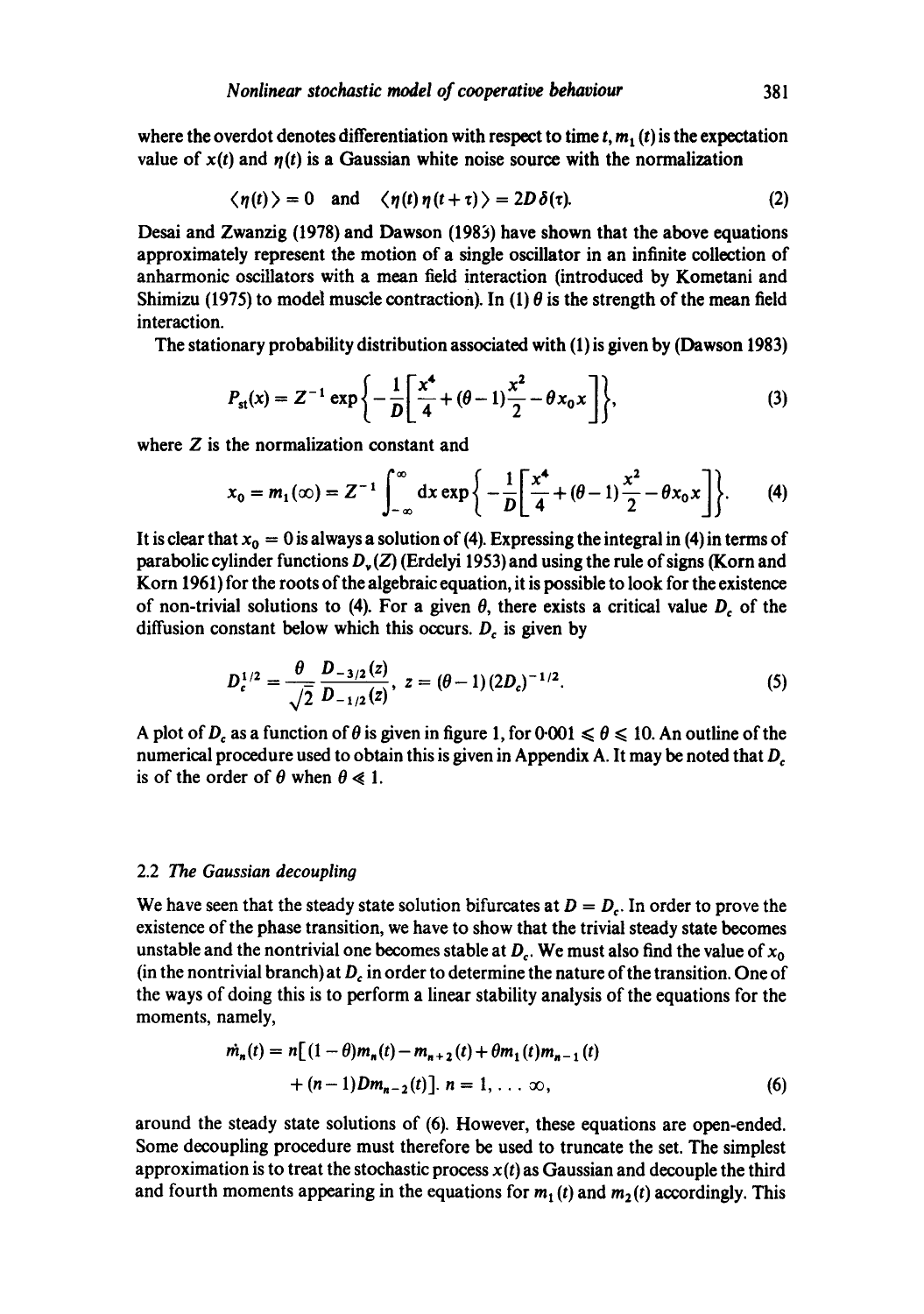where the overdot denotes differentiation with respect to time $t$, $m_1(t)$ is the expectation value of $x(t)$ and $\eta(t)$ is a Gaussian white noise source with the normalization

$$\langle \eta(t) \rangle = 0 \quad \text{and} \quad \langle \eta(t)\,\eta(t+\tau) \rangle = 2D\,\delta(\tau). \tag{2}$$

Desai and Zwanzig (1978) and Dawson (1983) have shown that the above equations approximately represent the motion of a single oscillator in an infinite collection of anharmonic oscillators with a mean field interaction (introduced by Kometani and Shimizu (1975) to model muscle contraction). In (1) $\theta$ is the strength of the mean field interaction.

The stationary probability distribution associated with (1) is given by (Dawson 1983)

$$P_{st}(x) = Z^{-1} \exp\left\{ -\frac{1}{D}\left[ \frac{x^4}{4} + (\theta - 1)\frac{x^2}{2} - \theta x_0 x \right] \right\}, \tag{3}$$

where $Z$ is the normalization constant and

$$x_0 = m_1(\infty) = Z^{-1} \int_{-\infty}^{\infty} \mathrm{d}x \exp\left\{ -\frac{1}{D}\left[ \frac{x^4}{4} + (\theta - 1)\frac{x^2}{2} - \theta x_0 x \right] \right\}. \tag{4}$$

It is clear that $x_0 = 0$ is always a solution of (4). Expressing the integral in (4) in terms of parabolic cylinder functions $D_\nu(Z)$ (Erdelyi 1953) and using the rule of signs (Korn and Korn 1961) for the roots of the algebraic equation, it is possible to look for the existence of non-trivial solutions to (4). For a given $\theta$, there exists a critical value $D_c$ of the diffusion constant below which this occurs. $D_c$ is given by

$$D_c^{1/2} = \frac{\theta}{\sqrt{2}} \frac{D_{-3/2}(z)}{D_{-1/2}(z)}, \quad z = (\theta - 1)(2D_c)^{-1/2}. \tag{5}$$

A plot of $D_c$ as a function of $\theta$ is given in figure 1, for $0.001 \leqslant \theta \leqslant 10$. An outline of the numerical procedure used to obtain this is given in Appendix A. It may be noted that $D_c$ is of the order of $\theta$ when $\theta \ll 1$.

### 2.2 *The Gaussian decoupling*

We have seen that the steady state solution bifurcates at $D = D_c$. In order to prove the existence of the phase transition, we have to show that the trivial steady state becomes unstable and the nontrivial one becomes stable at $D_c$. We must also find the value of $x_0$ (in the nontrivial branch) at $D_c$ in order to determine the nature of the transition. One of the ways of doing this is to perform a linear stability analysis of the equations for the moments, namely,

$$\dot{m}_n(t) = n\left[ (1-\theta)m_n(t) - m_{n+2}(t) + \theta m_1(t) m_{n-1}(t) + (n-1)D m_{n-2}(t) \right].\ n = 1, \ldots \infty, \tag{6}$$

around the steady state solutions of (6). However, these equations are open-ended. Some decoupling procedure must therefore be used to truncate the set. The simplest approximation is to treat the stochastic process $x(t)$ as Gaussian and decouple the third and fourth moments appearing in the equations for $m_1(t)$ and $m_2(t)$ accordingly. This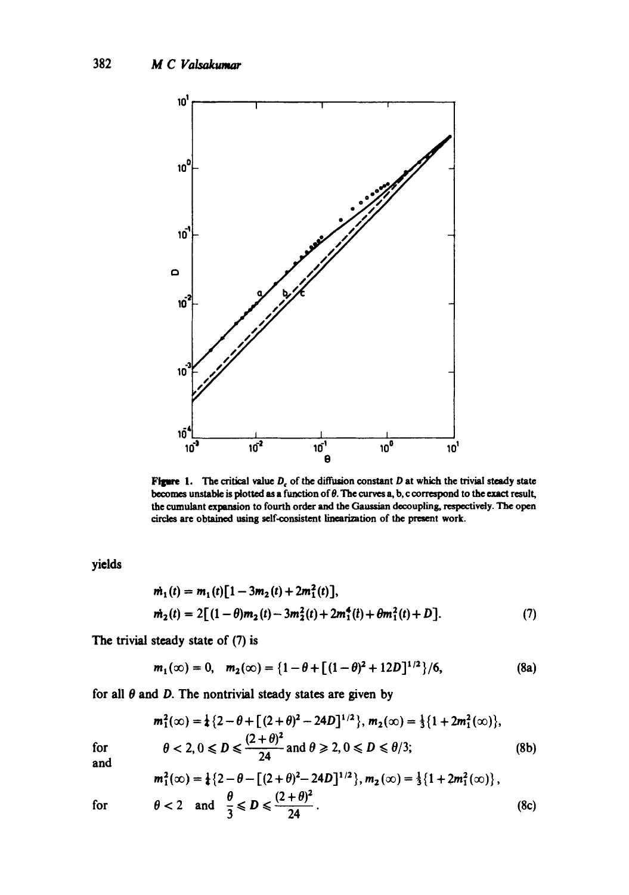**Figure 1.** The critical value $D_c$ of the diffusion constant $D$ at which the trivial steady state becomes unstable is plotted as a function of $\theta$. The curves a, b, c correspond to the exact result, the cumulant expansion to fourth order and the Gaussian decoupling, respectively. The open circles are obtained using self-consistent linearization of the present work.

yields

$$\dot{m}_1(t) = m_1(t)[1 - 3m_2(t) + 2m_1^2(t)],$$
$$\dot{m}_2(t) = 2[(1-\theta)m_2(t) - 3m_2^2(t) + 2m_1^4(t) + \theta m_1^2(t) + D]. \tag{7}$$

The trivial steady state of (7) is

$$m_1(\infty) = 0, \quad m_2(\infty) = \{1 - \theta + [(1-\theta)^2 + 12D]^{1/2}\}/6, \tag{8a}$$

for all $\theta$ and $D$. The nontrivial steady states are given by

$$m_1^2(\infty) = \tfrac{1}{4}\{2 - \theta + [(2+\theta)^2 - 24D]^{1/2}\}, \; m_2(\infty) = \tfrac{1}{3}\{1 + 2m_1^2(\infty)\},$$

for $\quad \theta < 2, 0 \leqslant D \leqslant \dfrac{(2+\theta)^2}{24}$ and $\theta \geqslant 2, 0 \leqslant D \leqslant \theta/3;$ $\hfill$ (8b)

and

$$m_1^2(\infty) = \tfrac{1}{4}\{2 - \theta - [(2+\theta)^2 - 24D]^{1/2}\}, \; m_2(\infty) = \tfrac{1}{3}\{1 + 2m_1^2(\infty)\},$$

for $\quad \theta < 2 \;$ and $\; \dfrac{\theta}{3} \leqslant D \leqslant \dfrac{(2+\theta)^2}{24}.$ $\hfill$ (8c)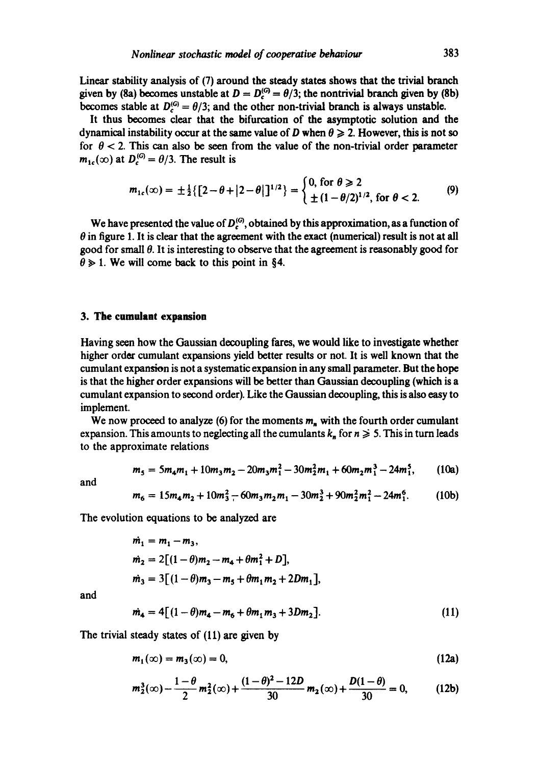Linear stability analysis of (7) around the steady states shows that the trivial branch given by (8a) becomes unstable at $D = D_c^{(G)} = \theta/3$; the nontrivial branch given by (8b) becomes stable at $D_c^{(G)} = \theta/3$; and the other non-trivial branch is always unstable.

It thus becomes clear that the bifurcation of the asymptotic solution and the dynamical instability occur at the same value of $D$ when $\theta \geqslant 2$. However, this is not so for $\theta < 2$. This can also be seen from the value of the non-trivial order parameter $m_{1c}(\infty)$ at $D_c^{(G)} = \theta/3$. The result is

$$m_{1c}(\infty) = \pm\tfrac{1}{2}\{[2-\theta+|2-\theta|]^{1/2}\} = \begin{cases} 0, & \text{for } \theta \geqslant 2 \\ \pm(1-\theta/2)^{1/2}, & \text{for } \theta < 2. \end{cases} \tag{9}$$

We have presented the value of $D_c^{(G)}$, obtained by this approximation, as a function of $\theta$ in figure 1. It is clear that the agreement with the exact (numerical) result is not at all good for small $\theta$. It is interesting to observe that the agreement is reasonably good for $\theta \gg 1$. We will come back to this point in §4.

## 3. The cumulant expansion

Having seen how the Gaussian decoupling fares, we would like to investigate whether higher order cumulant expansions yield better results or not. It is well known that the cumulant expansion is not a systematic expansion in any small parameter. But the hope is that the higher order expansions will be better than Gaussian decoupling (which is a cumulant expansion to second order). Like the Gaussian decoupling, this is also easy to implement.

We now proceed to analyze (6) for the moments $m_n$ with the fourth order cumulant expansion. This amounts to neglecting all the cumulants $k_n$ for $n \geqslant 5$. This in turn leads to the approximate relations

$$m_5 = 5m_4m_1 + 10m_3m_2 - 20m_3m_1^2 - 30m_2^2m_1 + 60m_2m_1^3 - 24m_1^5, \tag{10a}$$

and

$$m_6 = 15m_4m_2 + 10m_3^2 - 60m_3m_2m_1 - 30m_2^3 + 90m_2^2m_1^2 - 24m_1^6. \tag{10b}$$

The evolution equations to be analyzed are

$$\dot{m}_1 = m_1 - m_3,$$

$$\dot{m}_2 = 2[(1-\theta)m_2 - m_4 + \theta m_1^2 + D],$$

$$\dot{m}_3 = 3[(1-\theta)m_3 - m_5 + \theta m_1m_2 + 2Dm_1],$$

and

$$\dot{m}_4 = 4[(1-\theta)m_4 - m_6 + \theta m_1m_3 + 3Dm_2]. \tag{11}$$

The trivial steady states of (11) are given by

$$m_1(\infty) = m_3(\infty) = 0, \tag{12a}$$

$$m_2^3(\infty) - \frac{1-\theta}{2}m_2^2(\infty) + \frac{(1-\theta)^2 - 12D}{30}m_2(\infty) + \frac{D(1-\theta)}{30} = 0, \tag{12b}$$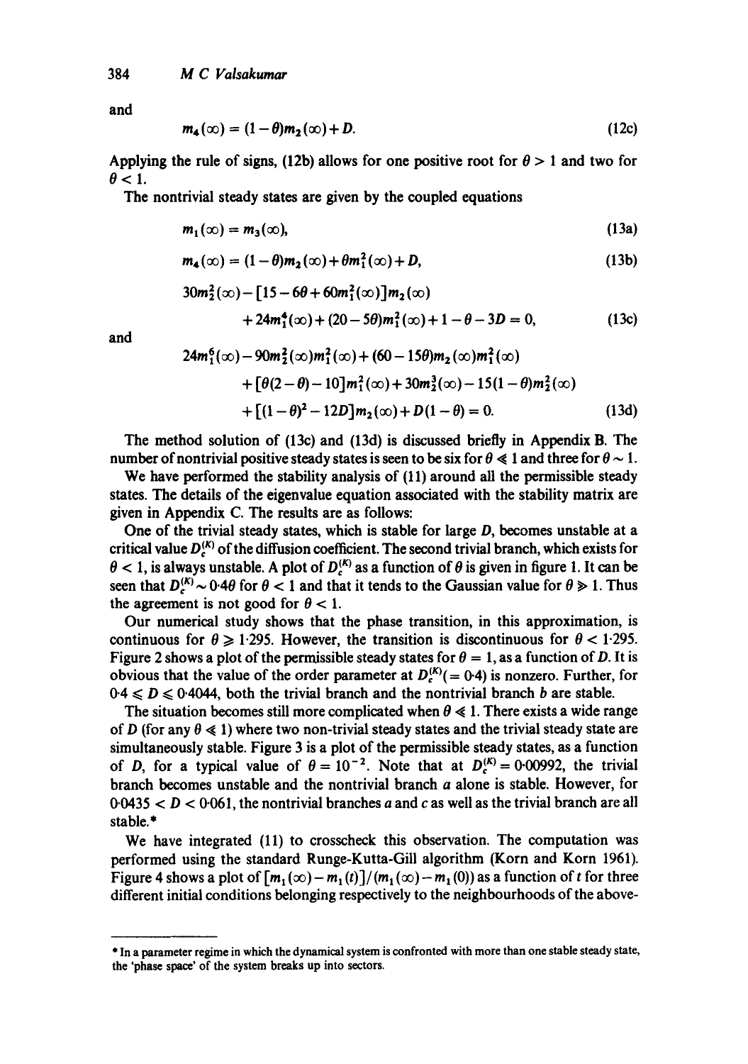and

$$m_4(\infty) = (1-\theta)m_2(\infty) + D. \tag{12c}$$

Applying the rule of signs, (12b) allows for one positive root for $\theta > 1$ and two for $\theta < 1$.

The nontrivial steady states are given by the coupled equations

$$m_1(\infty) = m_3(\infty), \tag{13a}$$

$$m_4(\infty) = (1-\theta)m_2(\infty) + \theta m_1^2(\infty) + D, \tag{13b}$$

$$30m_2^2(\infty) - [15 - 6\theta + 60m_1^2(\infty)]m_2(\infty) + 24m_1^4(\infty) + (20 - 5\theta)m_1^2(\infty) + 1 - \theta - 3D = 0, \tag{13c}$$

and

$$24m_1^6(\infty) - 90m_2^2(\infty)m_1^2(\infty) + (60 - 15\theta)m_2(\infty)m_1^2(\infty) + [\theta(2-\theta) - 10]m_1^2(\infty) + 30m_2^3(\infty) - 15(1-\theta)m_2^2(\infty) + [(1-\theta)^2 - 12D]m_2(\infty) + D(1-\theta) = 0. \tag{13d}$$

The method solution of (13c) and (13d) is discussed briefly in Appendix B. The number of nontrivial positive steady states is seen to be six for $\theta \ll 1$ and three for $\theta \sim 1$.

We have performed the stability analysis of (11) around all the permissible steady states. The details of the eigenvalue equation associated with the stability matrix are given in Appendix C. The results are as follows:

One of the trivial steady states, which is stable for large $D$, becomes unstable at a critical value $D_c^{(K)}$ of the diffusion coefficient. The second trivial branch, which exists for $\theta < 1$, is always unstable. A plot of $D_c^{(K)}$ as a function of $\theta$ is given in figure 1. It can be seen that $D_c^{(K)} \sim 0{\cdot}4\theta$ for $\theta < 1$ and that it tends to the Gaussian value for $\theta \gg 1$. Thus the agreement is not good for $\theta < 1$.

Our numerical study shows that the phase transition, in this approximation, is continuous for $\theta \geqslant 1{\cdot}295$. However, the transition is discontinuous for $\theta < 1{\cdot}295$. Figure 2 shows a plot of the permissible steady states for $\theta = 1$, as a function of $D$. It is obvious that the value of the order parameter at $D_c^{(K)} (= 0{\cdot}4)$ is nonzero. Further, for $0{\cdot}4 \leqslant D \leqslant 0{\cdot}4044$, both the trivial branch and the nontrivial branch $b$ are stable.

The situation becomes still more complicated when $\theta \ll 1$. There exists a wide range of $D$ (for any $\theta \ll 1$) where two non-trivial steady states and the trivial steady state are simultaneously stable. Figure 3 is a plot of the permissible steady states, as a function of $D$, for a typical value of $\theta = 10^{-2}$. Note that at $D_c^{(K)} = 0{\cdot}00992$, the trivial branch becomes unstable and the nontrivial branch $a$ alone is stable. However, for $0{\cdot}0435 < D < 0{\cdot}061$, the nontrivial branches $a$ and $c$ as well as the trivial branch are all stable.*

We have integrated (11) to crosscheck this observation. The computation was performed using the standard Runge-Kutta-Gill algorithm (Korn and Korn 1961). Figure 4 shows a plot of $[m_1(\infty) - m_1(t)]/(m_1(\infty) - m_1(0))$ as a function of $t$ for three different initial conditions belonging respectively to the neighbourhoods of the above-

---

* In a parameter regime in which the dynamical system is confronted with more than one stable steady state, the 'phase space' of the system breaks up into sectors.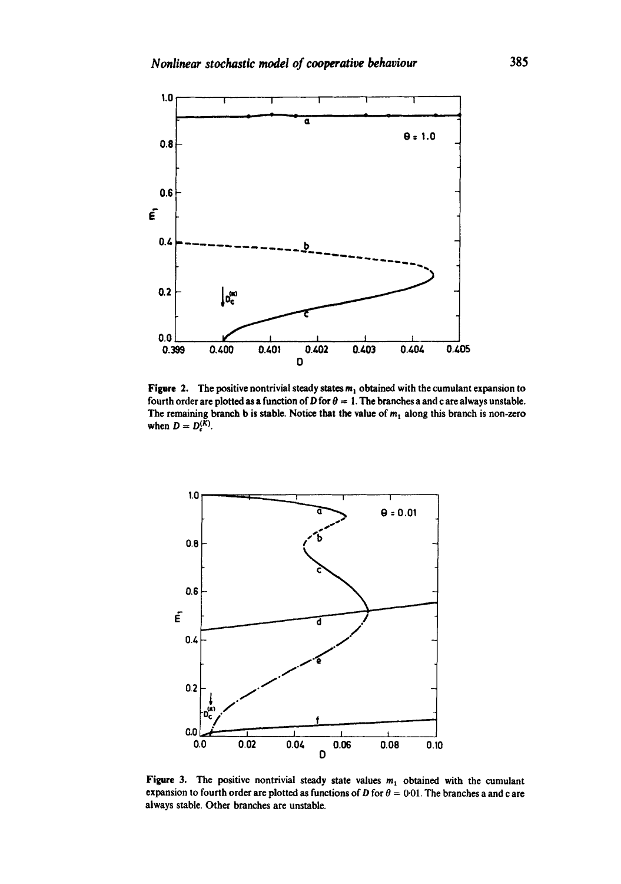**Figure 2.** The positive nontrivial steady states $m_1$ obtained with the cumulant expansion to fourth order are plotted as a function of $D$ for $\theta = 1$. The branches a and c are always unstable. The remaining branch b is stable. Notice that the value of $m_1$ along this branch is non-zero when $D = D_c^{(K)}$.

**Figure 3.** The positive nontrivial steady state values $m_1$ obtained with the cumulant expansion to fourth order are plotted as functions of $D$ for $\theta = 0{\cdot}01$. The branches a and c are always stable. Other branches are unstable.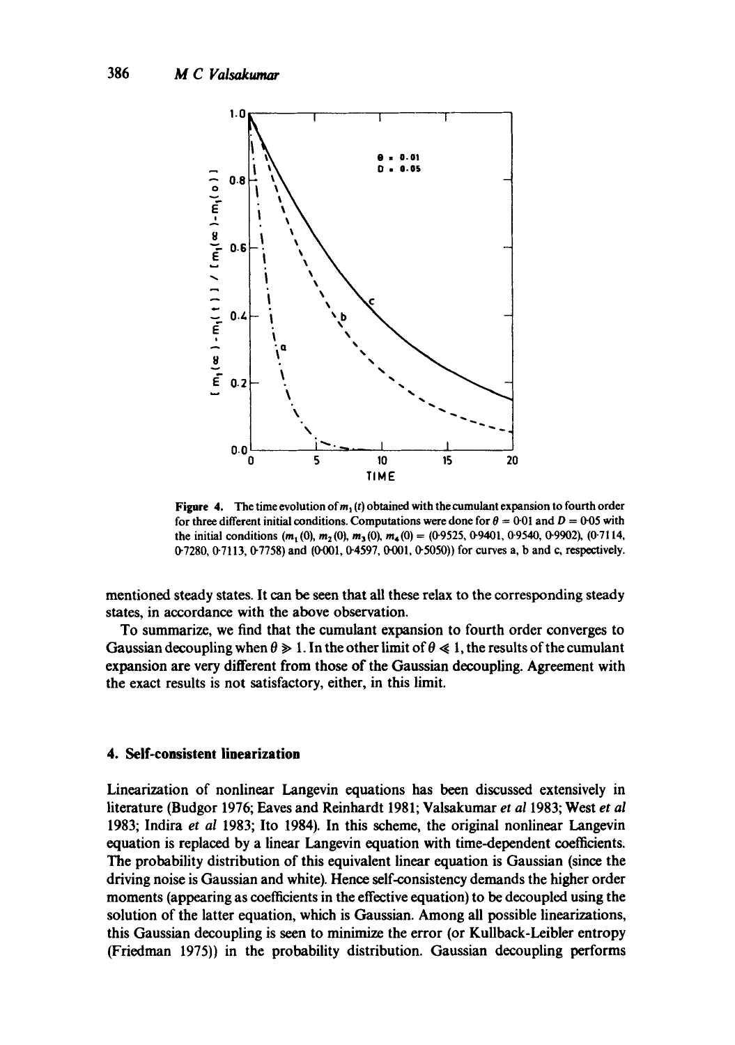**Figure 4.** The time evolution of $m_1(t)$ obtained with the cumulant expansion to fourth order for three different initial conditions. Computations were done for $\theta = 0{\cdot}01$ and $D = 0{\cdot}05$ with the initial conditions $(m_1(0), m_2(0), m_3(0), m_4(0)) = (0{\cdot}9525, 0{\cdot}9401, 0{\cdot}9540, 0{\cdot}9902)$, $(0{\cdot}7114, 0{\cdot}7280, 0{\cdot}7113, 0{\cdot}7758)$ and $(0{\cdot}001, 0{\cdot}4597, 0{\cdot}001, 0{\cdot}5050)$ for curves a, b and c, respectively.

mentioned steady states. It can be seen that all these relax to the corresponding steady states, in accordance with the above observation.

To summarize, we find that the cumulant expansion to fourth order converges to Gaussian decoupling when $\theta \gg 1$. In the other limit of $\theta \ll 1$, the results of the cumulant expansion are very different from those of the Gaussian decoupling. Agreement with the exact results is not satisfactory, either, in this limit.

## 4. Self-consistent linearization

Linearization of nonlinear Langevin equations has been discussed extensively in literature (Budgor 1976; Eaves and Reinhardt 1981; Valsakumar *et al* 1983; West *et al* 1983; Indira *et al* 1983; Ito 1984). In this scheme, the original nonlinear Langevin equation is replaced by a linear Langevin equation with time-dependent coefficients. The probability distribution of this equivalent linear equation is Gaussian (since the driving noise is Gaussian and white). Hence self-consistency demands the higher order moments (appearing as coefficients in the effective equation) to be decoupled using the solution of the latter equation, which is Gaussian. Among all possible linearizations, this Gaussian decoupling is seen to minimize the error (or Kullback-Leibler entropy (Friedman 1975)) in the probability distribution. Gaussian decoupling performs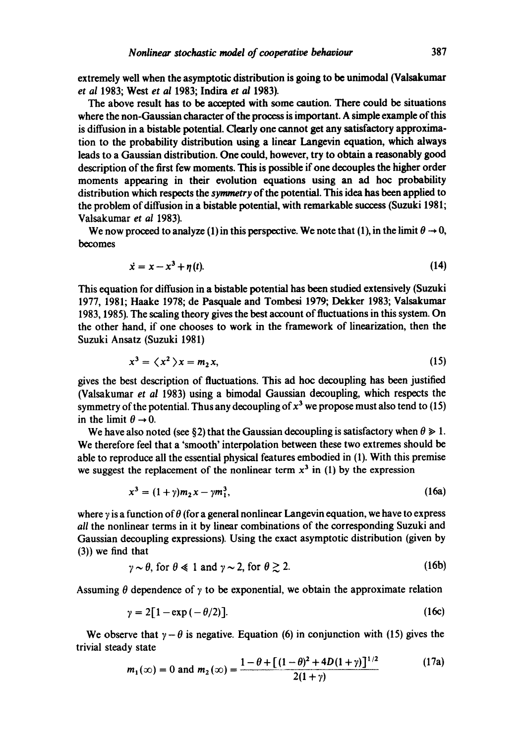extremely well when the asymptotic distribution is going to be unimodal (Valsakumar *et al* 1983; West *et al* 1983; Indira *et al* 1983).

The above result has to be accepted with some caution. There could be situations where the non-Gaussian character of the process is important. A simple example of this is diffusion in a bistable potential. Clearly one cannot get any satisfactory approximation to the probability distribution using a linear Langevin equation, which always leads to a Gaussian distribution. One could, however, try to obtain a reasonably good description of the first few moments. This is possible if one decouples the higher order moments appearing in their evolution equations using an ad hoc probability distribution which respects the *symmetry* of the potential. This idea has been applied to the problem of diffusion in a bistable potential, with remarkable success (Suzuki 1981; Valsakumar *et al* 1983).

We now proceed to analyze (1) in this perspective. We note that (1), in the limit $\theta \to 0$, becomes

$$\dot{x} = x - x^3 + \eta(t). \tag{14}$$

This equation for diffusion in a bistable potential has been studied extensively (Suzuki 1977, 1981; Haake 1978; de Pasquale and Tombesi 1979; Dekker 1983; Valsakumar 1983, 1985). The scaling theory gives the best account of fluctuations in this system. On the other hand, if one chooses to work in the framework of linearization, then the Suzuki Ansatz (Suzuki 1981)

$$x^3 = \langle x^2 \rangle x = m_2 x, \tag{15}$$

gives the best description of fluctuations. This ad hoc decoupling has been justified (Valsakumar *et al* 1983) using a bimodal Gaussian decoupling, which respects the symmetry of the potential. Thus any decoupling of $x^3$ we propose must also tend to (15) in the limit $\theta \to 0$.

We have also noted (see §2) that the Gaussian decoupling is satisfactory when $\theta \gg 1$. We therefore feel that a 'smooth' interpolation between these two extremes should be able to reproduce all the essential physical features embodied in (1). With this premise we suggest the replacement of the nonlinear term $x^3$ in (1) by the expression

$$x^3 = (1+\gamma) m_2 x - \gamma m_1^3, \tag{16a}$$

where $\gamma$ is a function of $\theta$ (for a general nonlinear Langevin equation, we have to express *all* the nonlinear terms in it by linear combinations of the corresponding Suzuki and Gaussian decoupling expressions). Using the exact asymptotic distribution (given by (3)) we find that

$$\gamma \sim \theta, \text{ for } \theta \ll 1 \text{ and } \gamma \sim 2, \text{ for } \theta \gtrsim 2. \tag{16b}$$

Assuming $\theta$ dependence of $\gamma$ to be exponential, we obtain the approximate relation

$$\gamma = 2[1 - \exp(-\theta/2)]. \tag{16c}$$

We observe that $\gamma - \theta$ is negative. Equation (6) in conjunction with (15) gives the trivial steady state

$$m_1(\infty) = 0 \text{ and } m_2(\infty) = \frac{1 - \theta + [(1-\theta)^2 + 4D(1+\gamma)]^{1/2}}{2(1+\gamma)} \tag{17a}$$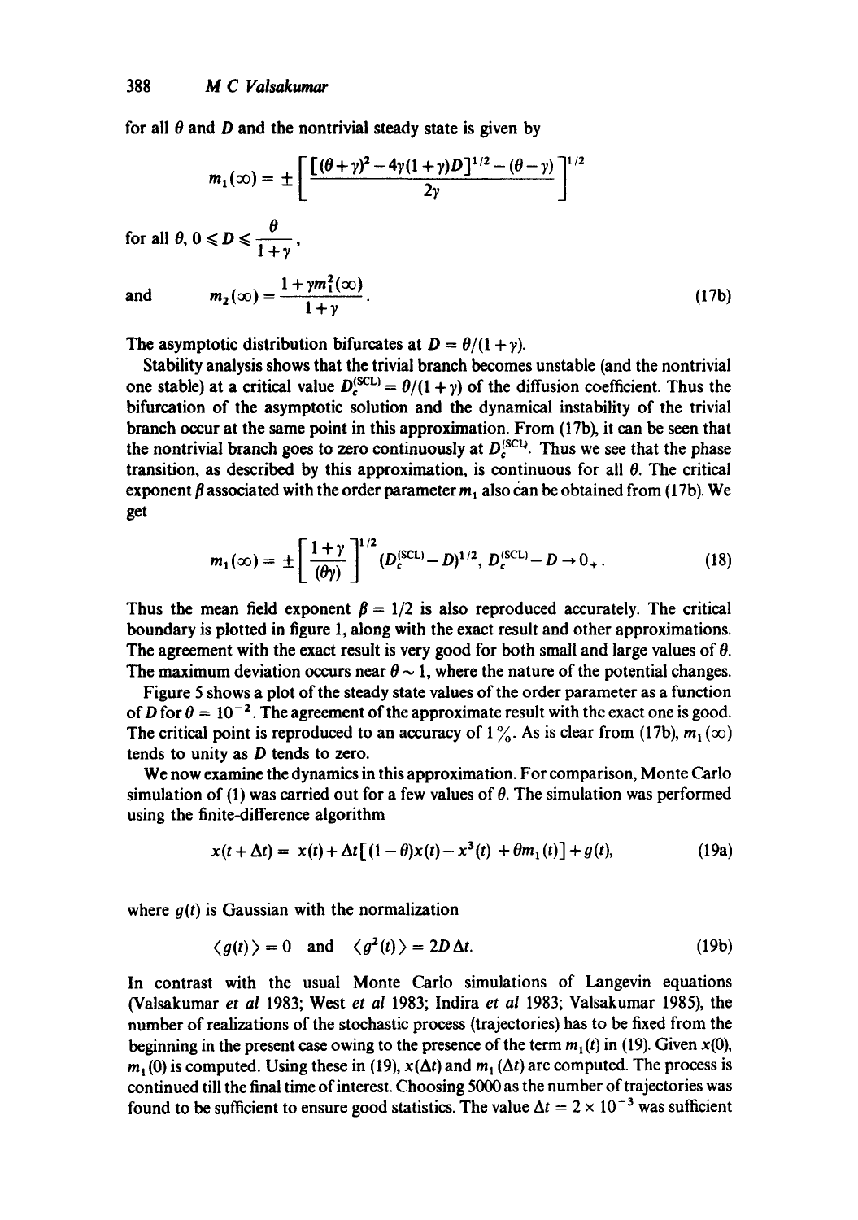for all $\theta$ and $D$ and the nontrivial steady state is given by

$$m_1(\infty) = \pm\left[\frac{[(\theta+\gamma)^2 - 4\gamma(1+\gamma)D]^{1/2} - (\theta-\gamma)}{2\gamma}\right]^{1/2}$$

for all $\theta$, $0 \leqslant D \leqslant \dfrac{\theta}{1+\gamma}$,

and
$$m_2(\infty) = \frac{1+\gamma m_1^2(\infty)}{1+\gamma}. \tag{17b}$$

The asymptotic distribution bifurcates at $D = \theta/(1+\gamma)$.

Stability analysis shows that the trivial branch becomes unstable (and the nontrivial one stable) at a critical value $D_c^{(\text{SCL})} = \theta/(1+\gamma)$ of the diffusion coefficient. Thus the bifurcation of the asymptotic solution and the dynamical instability of the trivial branch occur at the same point in this approximation. From (17b), it can be seen that the nontrivial branch goes to zero continuously at $D_c^{(\text{SCL})}$. Thus we see that the phase transition, as described by this approximation, is continuous for all $\theta$. The critical exponent $\beta$ associated with the order parameter $m_1$ also can be obtained from (17b). We get

$$m_1(\infty) = \pm\left[\frac{1+\gamma}{(\theta\gamma)}\right]^{1/2}(D_c^{(\text{SCL})} - D)^{1/2},\ D_c^{(\text{SCL})} - D \to 0_+. \tag{18}$$

Thus the mean field exponent $\beta = 1/2$ is also reproduced accurately. The critical boundary is plotted in figure 1, along with the exact result and other approximations. The agreement with the exact result is very good for both small and large values of $\theta$. The maximum deviation occurs near $\theta \sim 1$, where the nature of the potential changes.

Figure 5 shows a plot of the steady state values of the order parameter as a function of $D$ for $\theta = 10^{-2}$. The agreement of the approximate result with the exact one is good. The critical point is reproduced to an accuracy of 1 %. As is clear from (17b), $m_1(\infty)$ tends to unity as $D$ tends to zero.

We now examine the dynamics in this approximation. For comparison, Monte Carlo simulation of (1) was carried out for a few values of $\theta$. The simulation was performed using the finite-difference algorithm

$$x(t+\Delta t) = x(t) + \Delta t[(1-\theta)x(t) - x^3(t) + \theta m_1(t)] + g(t), \tag{19a}$$

where $g(t)$ is Gaussian with the normalization

$$\langle g(t)\rangle = 0 \quad \text{and} \quad \langle g^2(t)\rangle = 2D\,\Delta t. \tag{19b}$$

In contrast with the usual Monte Carlo simulations of Langevin equations (Valsakumar *et al* 1983; West *et al* 1983; Indira *et al* 1983; Valsakumar 1985), the number of realizations of the stochastic process (trajectories) has to be fixed from the beginning in the present case owing to the presence of the term $m_1(t)$ in (19). Given $x(0)$, $m_1(0)$ is computed. Using these in (19), $x(\Delta t)$ and $m_1(\Delta t)$ are computed. The process is continued till the final time of interest. Choosing 5000 as the number of trajectories was found to be sufficient to ensure good statistics. The value $\Delta t = 2 \times 10^{-3}$ was sufficient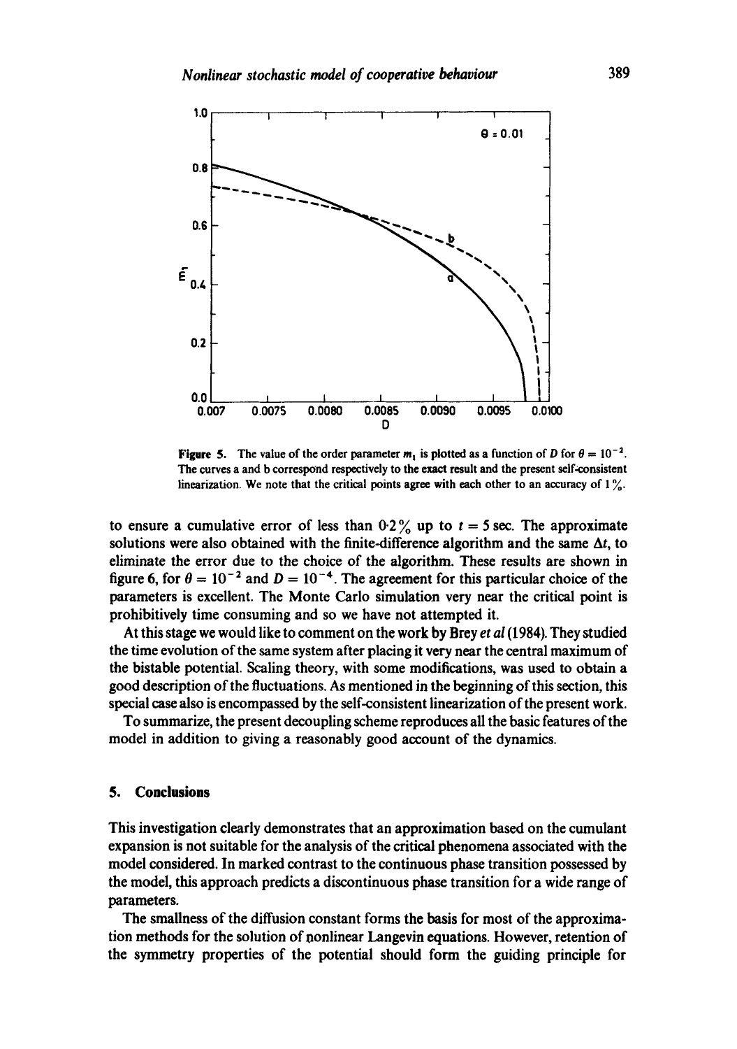**Figure 5.** The value of the order parameter $m_1$ is plotted as a function of $D$ for $\theta = 10^{-2}$. The curves a and b correspond respectively to the exact result and the present self-consistent linearization. We note that the critical points agree with each other to an accuracy of 1%.

to ensure a cumulative error of less than 0·2% up to $t = 5$ sec. The approximate solutions were also obtained with the finite-difference algorithm and the same $\Delta t$, to eliminate the error due to the choice of the algorithm. These results are shown in figure 6, for $\theta = 10^{-2}$ and $D = 10^{-4}$. The agreement for this particular choice of the parameters is excellent. The Monte Carlo simulation very near the critical point is prohibitively time consuming and so we have not attempted it.

At this stage we would like to comment on the work by Brey *et al* (1984). They studied the time evolution of the same system after placing it very near the central maximum of the bistable potential. Scaling theory, with some modifications, was used to obtain a good description of the fluctuations. As mentioned in the beginning of this section, this special case also is encompassed by the self-consistent linearization of the present work.

To summarize, the present decoupling scheme reproduces all the basic features of the model in addition to giving a reasonably good account of the dynamics.

## 5. Conclusions

This investigation clearly demonstrates that an approximation based on the cumulant expansion is not suitable for the analysis of the critical phenomena associated with the model considered. In marked contrast to the continuous phase transition possessed by the model, this approach predicts a discontinuous phase transition for a wide range of parameters.

The smallness of the diffusion constant forms the basis for most of the approximation methods for the solution of nonlinear Langevin equations. However, retention of the symmetry properties of the potential should form the guiding principle for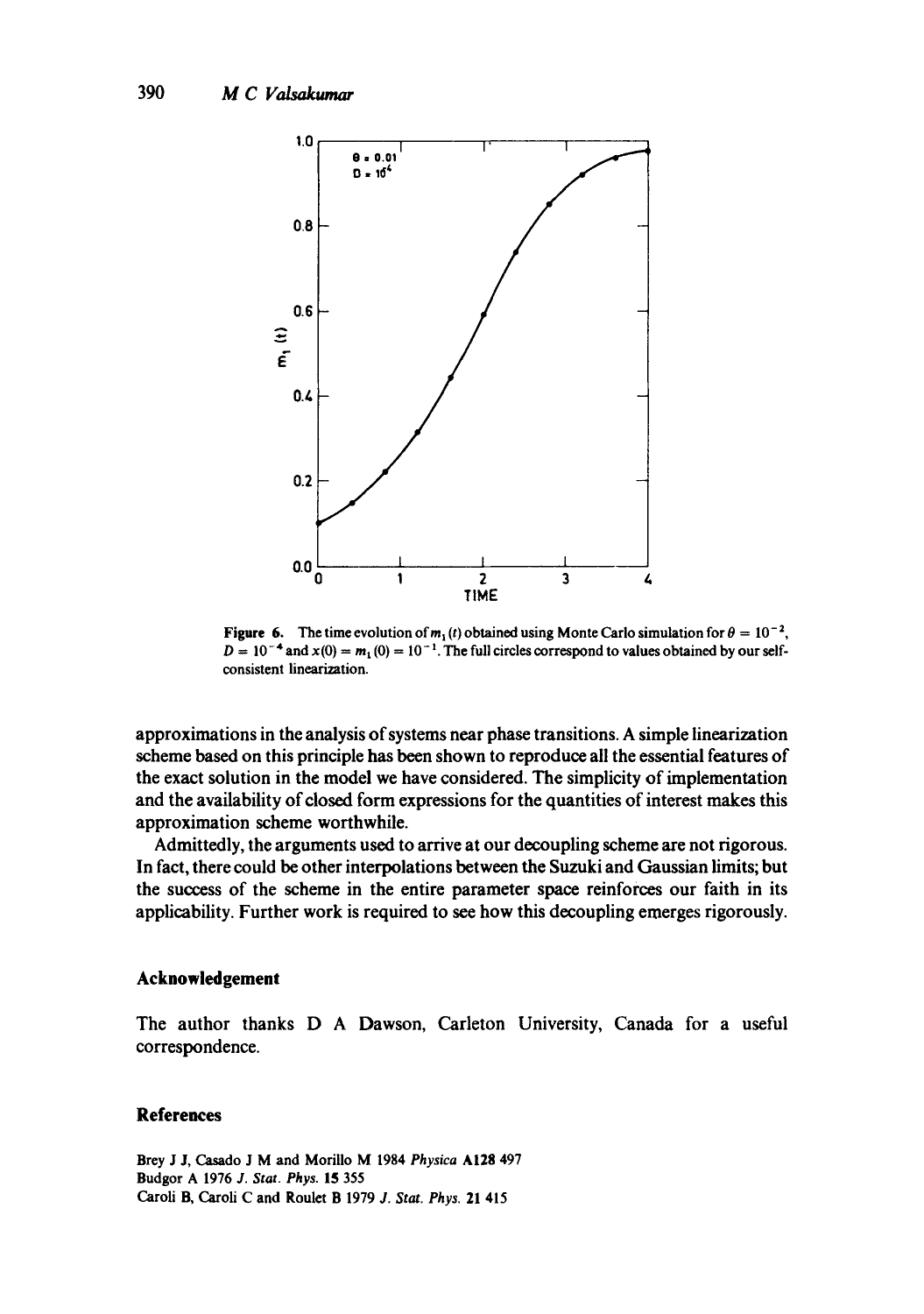**Figure 6.** The time evolution of $m_1(t)$ obtained using Monte Carlo simulation for $\theta = 10^{-2}$, $D = 10^{-4}$ and $x(0) = m_1(0) = 10^{-1}$. The full circles correspond to values obtained by our self-consistent linearization.

approximations in the analysis of systems near phase transitions. A simple linearization scheme based on this principle has been shown to reproduce all the essential features of the exact solution in the model we have considered. The simplicity of implementation and the availability of closed form expressions for the quantities of interest makes this approximation scheme worthwhile.

Admittedly, the arguments used to arrive at our decoupling scheme are not rigorous. In fact, there could be other interpolations between the Suzuki and Gaussian limits; but the success of the scheme in the entire parameter space reinforces our faith in its applicability. Further work is required to see how this decoupling emerges rigorously.

## Acknowledgement

The author thanks D A Dawson, Carleton University, Canada for a useful correspondence.

## References

Brey J J, Casado J M and Morillo M 1984 *Physica* **A128** 497

Budgor A 1976 *J. Stat. Phys.* **15** 355

Caroli B, Caroli C and Roulet B 1979 *J. Stat. Phys.* **21** 415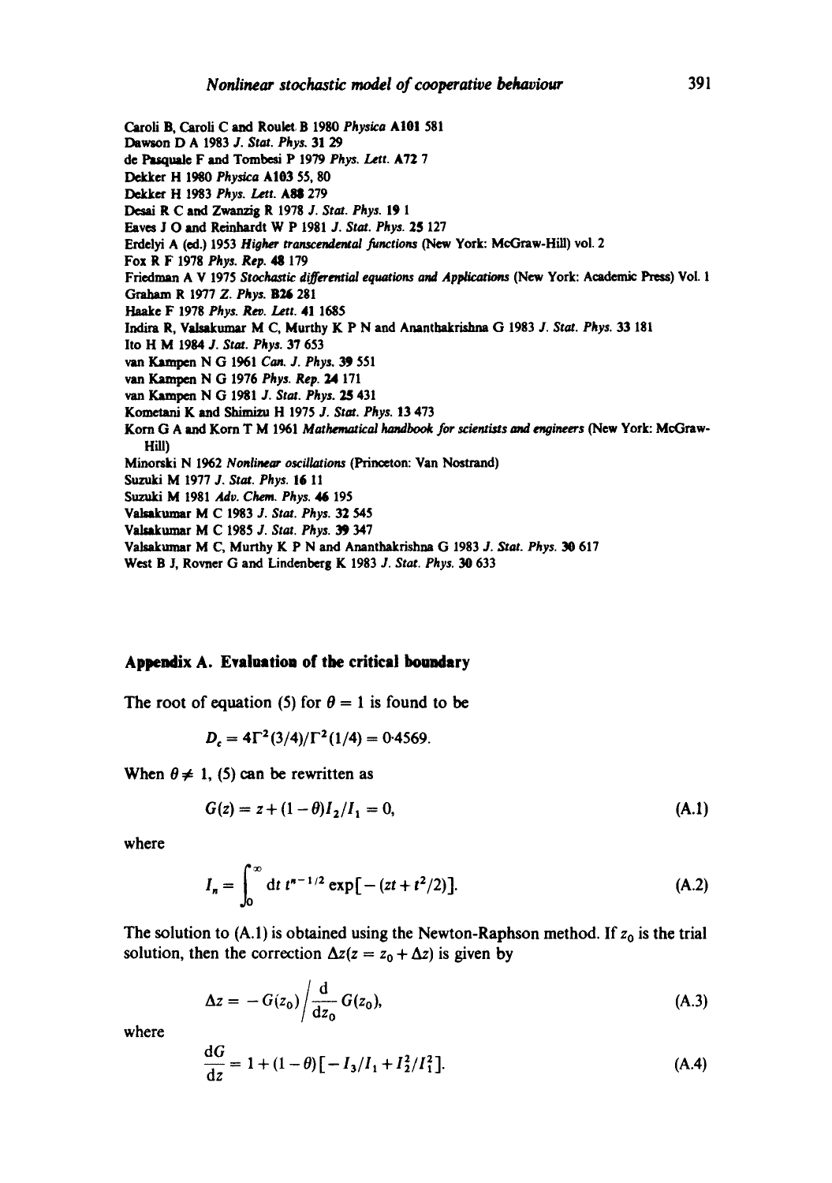Caroli B, Caroli C and Roulet B 1980 *Physica* **A101** 581
Dawson D A 1983 *J. Stat. Phys.* **31** 29
de Pasquale F and Tombesi P 1979 *Phys. Lett.* **A72** 7
Dekker H 1980 *Physica* **A103** 55, 80
Dekker H 1983 *Phys. Lett.* **A88** 279
Desai R C and Zwanzig R 1978 *J. Stat. Phys.* **19** 1
Eaves J O and Reinhardt W P 1981 *J. Stat. Phys.* **25** 127
Erdelyi A (ed.) 1953 *Higher transcendental functions* (New York: McGraw-Hill) vol. 2
Fox R F 1978 *Phys. Rep.* **48** 179
Friedman A V 1975 *Stochastic differential equations and Applications* (New York: Academic Press) Vol. 1
Graham R 1977 *Z. Phys.* **B26** 281
Haake F 1978 *Phys. Rev. Lett.* **41** 1685
Indira R, Valsakumar M C, Murthy K P N and Ananthakrishna G 1983 *J. Stat. Phys.* **33** 181
Ito H M 1984 *J. Stat. Phys.* **37** 653
van Kampen N G 1961 *Can. J. Phys.* **39** 551
van Kampen N G 1976 *Phys. Rep.* **24** 171
van Kampen N G 1981 *J. Stat. Phys.* **25** 431
Kometani K and Shimizu H 1975 *J. Stat. Phys.* **13** 473
Korn G A and Korn T M 1961 *Mathematical handbook for scientists and engineers* (New York: McGraw-Hill)
Minorski N 1962 *Nonlinear oscillations* (Princeton: Van Nostrand)
Suzuki M 1977 *J. Stat. Phys.* **16** 11
Suzuki M 1981 *Adv. Chem. Phys.* **46** 195
Valsakumar M C 1983 *J. Stat. Phys.* **32** 545
Valsakumar M C 1985 *J. Stat. Phys.* **39** 347
Valsakumar M C, Murthy K P N and Ananthakrishna G 1983 *J. Stat. Phys.* **30** 617
West B J, Rovner G and Lindenberg K 1983 *J. Stat. Phys.* **30** 633

## Appendix A. Evaluation of the critical boundary

The root of equation (5) for $\theta = 1$ is found to be

$$D_c = 4\Gamma^2(3/4)/\Gamma^2(1/4) = 0{\cdot}4569.$$

When $\theta \neq 1$, (5) can be rewritten as

$$G(z) = z + (1-\theta)I_2/I_1 = 0, \tag{A.1}$$

where

$$I_n = \int_0^\infty \mathrm{d}t\, t^{n-1/2} \exp[-(zt + t^2/2)]. \tag{A.2}$$

The solution to (A.1) is obtained using the Newton-Raphson method. If $z_0$ is the trial solution, then the correction $\Delta z (z = z_0 + \Delta z)$ is given by

$$\Delta z = -G(z_0) \Big/ \frac{\mathrm{d}}{\mathrm{d}z_0} G(z_0), \tag{A.3}$$

where

$$\frac{\mathrm{d}G}{\mathrm{d}z} = 1 + (1-\theta)[-I_3/I_1 + I_2^2/I_1^2]. \tag{A.4}$$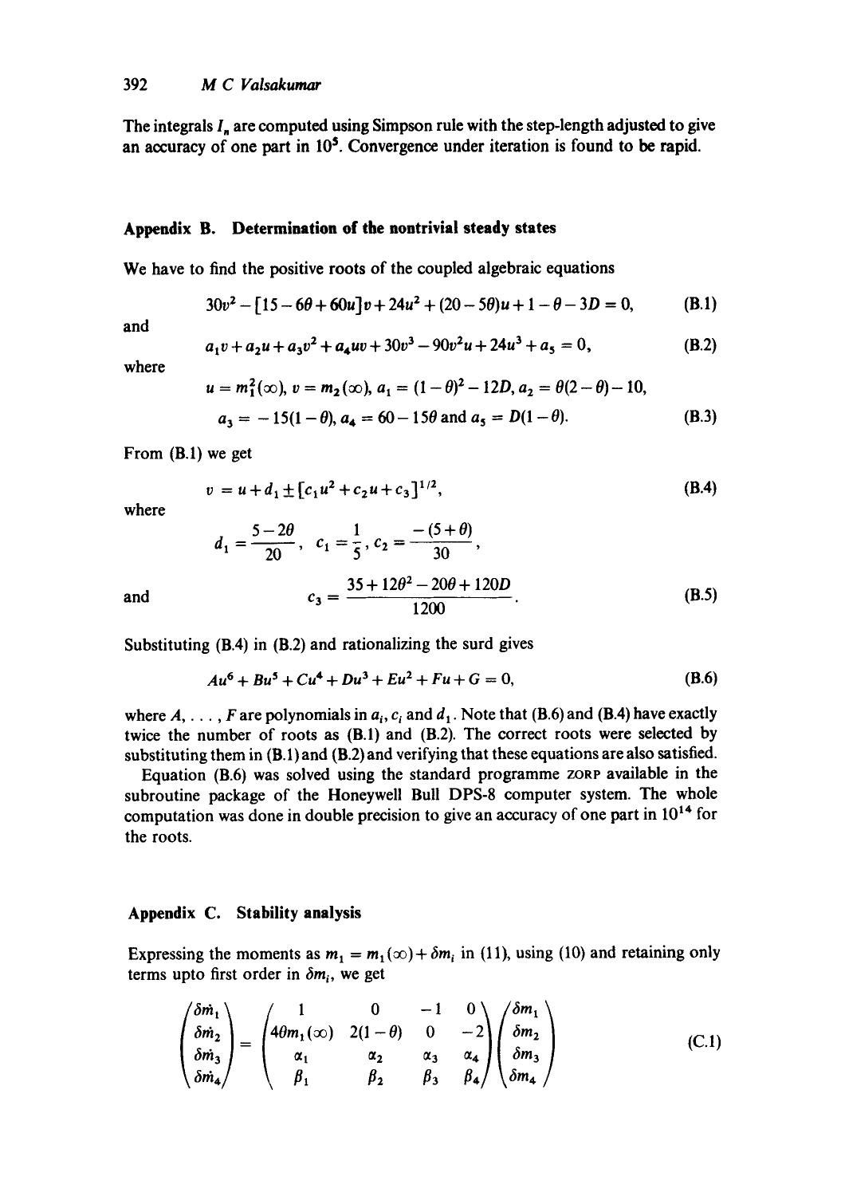The integrals $I_n$ are computed using Simpson rule with the step-length adjusted to give an accuracy of one part in $10^5$. Convergence under iteration is found to be rapid.

## Appendix B. Determination of the nontrivial steady states

We have to find the positive roots of the coupled algebraic equations

$$30v^2 - [15 - 6\theta + 60u]v + 24u^2 + (20 - 5\theta)u + 1 - \theta - 3D = 0, \tag{B.1}$$

and

$$a_1 v + a_2 u + a_3 v^2 + a_4 uv + 30v^3 - 90v^2 u + 24u^3 + a_5 = 0, \tag{B.2}$$

where

$$u = m_1^2(\infty),\ v = m_2(\infty),\ a_1 = (1-\theta)^2 - 12D,\ a_2 = \theta(2-\theta) - 10,$$
$$a_3 = -15(1-\theta),\ a_4 = 60 - 15\theta \text{ and } a_5 = D(1-\theta). \tag{B.3}$$

From (B.1) we get

$$v = u + d_1 \pm [c_1 u^2 + c_2 u + c_3]^{1/2}, \tag{B.4}$$

where

$$d_1 = \frac{5 - 2\theta}{20},\quad c_1 = \frac{1}{5},\ c_2 = \frac{-(5+\theta)}{30},$$

and

$$c_3 = \frac{35 + 12\theta^2 - 20\theta + 120D}{1200}. \tag{B.5}$$

Substituting (B.4) in (B.2) and rationalizing the surd gives

$$Au^6 + Bu^5 + Cu^4 + Du^3 + Eu^2 + Fu + G = 0, \tag{B.6}$$

where $A, \ldots, F$ are polynomials in $a_i$, $c_i$ and $d_1$. Note that (B.6) and (B.4) have exactly twice the number of roots as (B.1) and (B.2). The correct roots were selected by substituting them in (B.1) and (B.2) and verifying that these equations are also satisfied.

Equation (B.6) was solved using the standard programme ZORP available in the subroutine package of the Honeywell Bull DPS-8 computer system. The whole computation was done in double precision to give an accuracy of one part in $10^{14}$ for the roots.

## Appendix C. Stability analysis

Expressing the moments as $m_1 = m_1(\infty) + \delta m_i$ in (11), using (10) and retaining only terms upto first order in $\delta m_i$, we get

$$\begin{pmatrix} \delta \dot{m}_1 \\ \delta \dot{m}_2 \\ \delta \dot{m}_3 \\ \delta \dot{m}_4 \end{pmatrix} = \begin{pmatrix} 1 & 0 & -1 & 0 \\ 4\theta m_1(\infty) & 2(1-\theta) & 0 & -2 \\ \alpha_1 & \alpha_2 & \alpha_3 & \alpha_4 \\ \beta_1 & \beta_2 & \beta_3 & \beta_4 \end{pmatrix} \begin{pmatrix} \delta m_1 \\ \delta m_2 \\ \delta m_3 \\ \delta m_4 \end{pmatrix} \tag{C.1}$$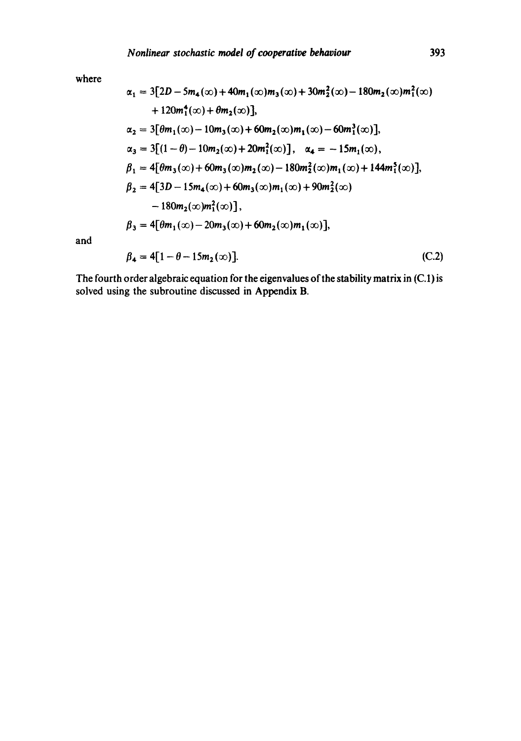where

$$\alpha_1 = 3[2D - 5m_4(\infty) + 40m_1(\infty)m_3(\infty) + 30m_2^2(\infty) - 180m_2(\infty)m_1^2(\infty) + 120m_1^4(\infty) + \theta m_2(\infty)],$$

$$\alpha_2 = 3[\theta m_1(\infty) - 10m_3(\infty) + 60m_2(\infty)m_1(\infty) - 60m_1^3(\infty)],$$

$$\alpha_3 = 3[(1-\theta) - 10m_2(\infty) + 20m_1^2(\infty)], \quad \alpha_4 = -15m_1(\infty),$$

$$\beta_1 = 4[\theta m_3(\infty) + 60m_3(\infty)m_2(\infty) - 180m_2^2(\infty)m_1(\infty) + 144m_1^5(\infty)],$$

$$\beta_2 = 4[3D - 15m_4(\infty) + 60m_3(\infty)m_1(\infty) + 90m_2^2(\infty) - 180m_2(\infty)m_1^2(\infty)],$$

$$\beta_3 = 4[\theta m_1(\infty) - 20m_3(\infty) + 60m_2(\infty)m_1(\infty)],$$

and

$$\beta_4 = 4[1 - \theta - 15m_2(\infty)]. \tag{C.2}$$

The fourth order algebraic equation for the eigenvalues of the stability matrix in (C.1) is solved using the subroutine discussed in Appendix B.